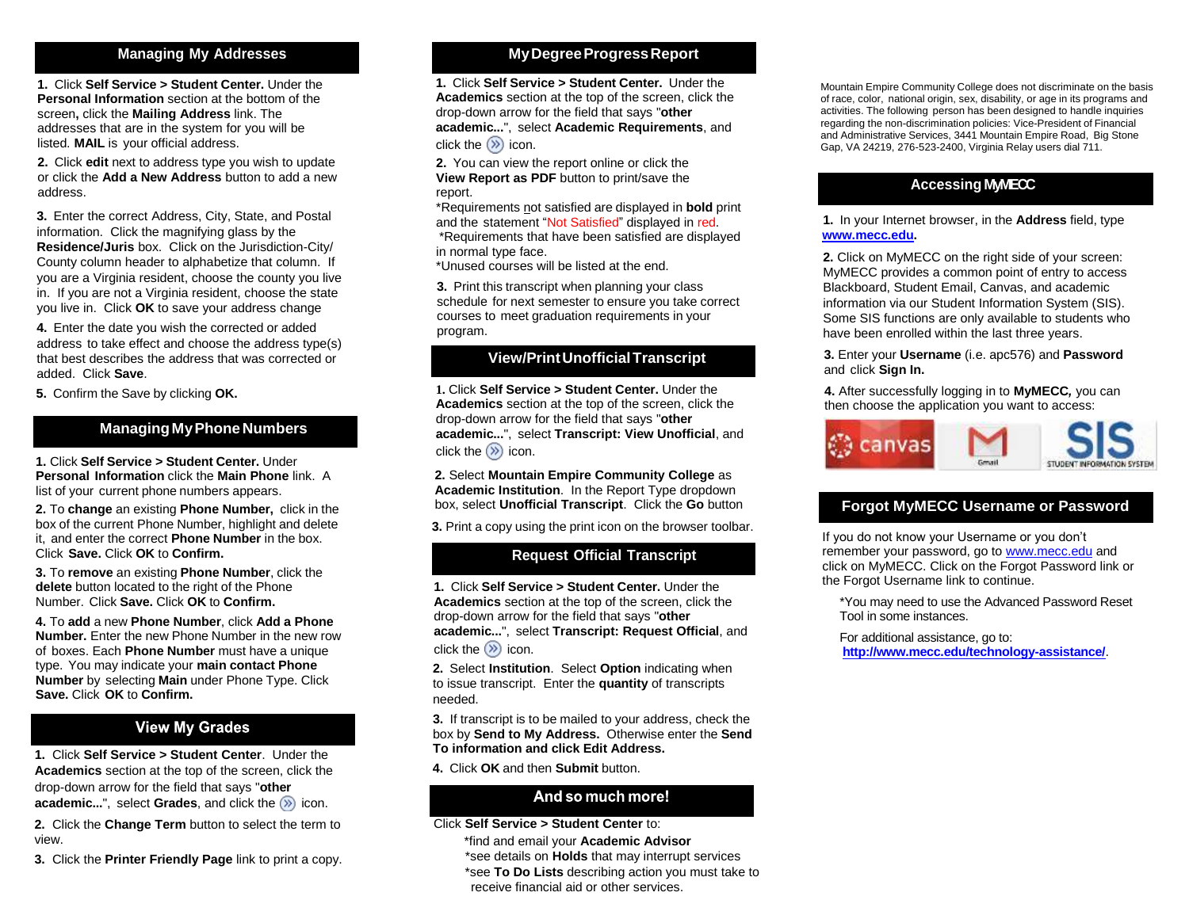## Managing My Addresses

**1.** Click **Self Service > Student Center.** Under the **Personal Information** section at the bottom of the screen**,** click the **Mailing Address** link. The addresses that are in the system for you will be listed. **MAIL** is your official address.

**2.** Click **edit** next to address type you wish to update or click the **Add a New Address** button to add a new address.

**3.** Enter the correct Address, City, State, and Postal information. Click the magnifying glass by the **Residence/Juris** box. Click on the Jurisdiction-City/ County column header to alphabetize that column. If you are a Virginia resident, choose the county you live in. If you are not a Virginia resident, choose the state you live in. Click **OK** to save your address change

**4.** Enter the date you wish the corrected or added address to take effect and choose the address type(s) that best describes the address that was corrected or added. Click **Save**.

**5.** Confirm the Save by clicking **OK.**

## Managing My Phone Numbers

**1.** Click **Self Service > Student Center.** Under **Personal Information** click the **Main Phone** link. A list of your current phone numbers appears.

**2.** To **change** an existing **Phone Number,** click in the box of the current Phone Number, highlight and delete it, and enter the correct **Phone Number** in the box. Click **Save.** Click **OK** to **Confirm.**

**3.** To **remove** an existing **Phone Number**, click the **delete** button located to the right of the Phone Number. Click **Save.** Click **OK** to **Confirm.**

**4.** To **add** a new **Phone Number**, click **Add a Phone Number.** Enter the new Phone Number in the new row of boxes. Each **Phone Number** must have a unique type. You may indicate your **main contact Phone Number** by selecting **Main** under Phone Type. Click **Save.** Click **OK** to **Confirm.**

## View My Grades

**1.** Click **Self Service > Student Center**. Under the **Academics** section at the top of the screen, click the drop-down arrow for the field that says "**other academic...**", select **Grades**, and click the » icon.

**2.** Click the **Change Term** button to select the term to view.

**3.** Click the **Printer Friendly Page** link to print a copy.

## My Degree Progress Report

**1.** Click **Self Service > Student Center.** Under the **Academics** section at the top of the screen, click the drop-down arrow for the field that says "**other academic...**", select **Academic Requirements**, and click the » icon.

**2.** You can view the report online or click the **View Report as PDF** button to print/save the report.
*Requirements not satisfied are displayed in **bold** print and the statement "Not Satisfied" displayed in red.
*Requirements that have been satisfied are displayed in normal type face.
*Unused courses will be listed at the end.

**3.** Print this transcript when planning your class schedule for next semester to ensure you take correct courses to meet graduation requirements in your program.

## View/Print Unofficial Transcript

**1.** Click **Self Service > Student Center.** Under the **Academics** section at the top of the screen, click the drop-down arrow for the field that says "**other academic...**", select **Transcript: View Unofficial**, and click the » icon.

**2.** Select **Mountain Empire Community College** as **Academic Institution**. In the Report Type dropdown box, select **Unofficial Transcript**. Click the **Go** button

**3.** Print a copy using the print icon on the browser toolbar.

## Request Official Transcript

**1.** Click **Self Service > Student Center.** Under the **Academics** section at the top of the screen, click the drop-down arrow for the field that says "**other academic...**", select **Transcript: Request Official**, and click the » icon.

**2.** Select **Institution**. Select **Option** indicating when to issue transcript. Enter the **quantity** of transcripts needed.

**3.** If transcript is to be mailed to your address, check the box by **Send to My Address.** Otherwise enter the **Send To information and click Edit Address.**

**4.** Click **OK** and then **Submit** button.

## And so much more!

Click **Self Service > Student Center** to:

*find and email your **Academic Advisor**
*see details on **Holds** that may interrupt services
*see **To Do Lists** describing action you must take to receive financial aid or other services.

Mountain Empire Community College does not discriminate on the basis of race, color, national origin, sex, disability, or age in its programs and activities. The following person has been designed to handle inquiries regarding the non-discrimination policies: Vice-President of Financial and Administrative Services, 3441 Mountain Empire Road, Big Stone Gap, VA 24219, 276-523-2400, Virginia Relay users dial 711.

## Accessing MyMECC

**1.** In your Internet browser, in the **Address** field, type **www.mecc.edu.**

**2.** Click on MyMECC on the right side of your screen: MyMECC provides a common point of entry to access Blackboard, Student Email, Canvas, and academic information via our Student Information System (SIS). Some SIS functions are only available to students who have been enrolled within the last three years.

**3.** Enter your **Username** (i.e. apc576) and **Password** and click **Sign In.**

**4.** After successfully logging in to **MyMECC,** you can then choose the application you want to access:

## Forgot MyMECC Username or Password

If you do not know your Username or you don't remember your password, go to www.mecc.edu and click on MyMECC. Click on the Forgot Password link or the Forgot Username link to continue.

*You may need to use the Advanced Password Reset Tool in some instances.

For additional assistance, go to:
**http://www.mecc.edu/technology-assistance/**.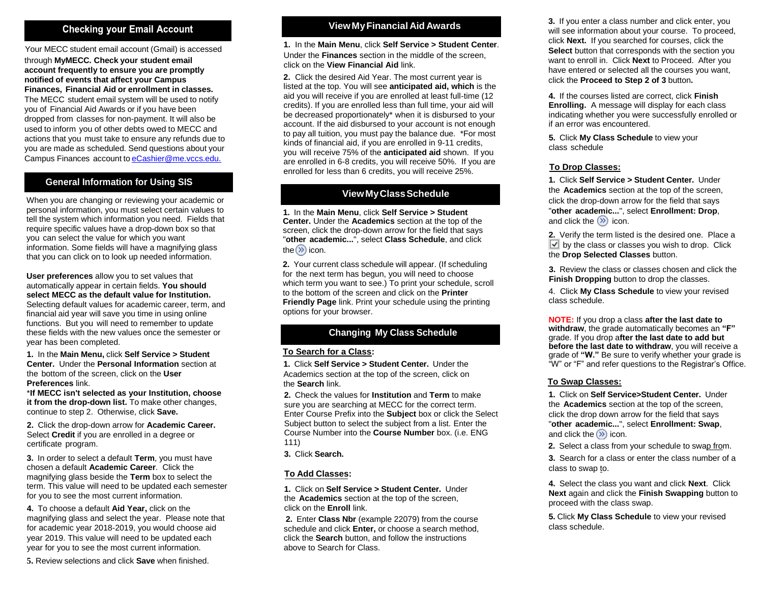## Checking your Email Account

Your MECC student email account (Gmail) is accessed through **MyMECC. Check your student email account frequently to ensure you are promptly notified of events that affect your Campus Finances, Financial Aid or enrollment in classes.** The MECC student email system will be used to notify you of Financial Aid Awards or if you have been dropped from classes for non-payment. It will also be used to inform you of other debts owed to MECC and actions that you must take to ensure any refunds due to you are made as scheduled. Send questions about your Campus Finances account to eCashier@me.vccs.edu.

## General Information for Using SIS

When you are changing or reviewing your academic or personal information, you must select certain values to tell the system which information you need. Fields that require specific values have a drop-down box so that you can select the value for which you want information. Some fields will have a magnifying glass that you can click on to look up needed information.

**User preferences** allow you to set values that automatically appear in certain fields. **You should select MECC as the default value for Institution.** Selecting default values for academic career, term, and financial aid year will save you time in using online functions. But you will need to remember to update these fields with the new values once the semester or year has been completed.

**1.** In the **Main Menu,** click **Self Service > Student Center.** Under the **Personal Information** section at the bottom of the screen, click on the **User Preferences** link.
***If MECC isn't selected as your Institution, choose it from the drop-down list.** To make other changes, continue to step 2. Otherwise, click **Save.**

**2.** Click the drop-down arrow for **Academic Career.** Select **Credit** if you are enrolled in a degree or certificate program.

**3.** In order to select a default **Term**, you must have chosen a default **Academic Career**. Click the magnifying glass beside the **Term** box to select the term. This value will need to be updated each semester for you to see the most current information.

**4.** To choose a default **Aid Year,** click on the magnifying glass and select the year. Please note that for academic year 2018-2019, you would choose aid year 2019. This value will need to be updated each year for you to see the most current information.

**5.** Review selections and click **Save** when finished.

## View My Financial Aid Awards

**1.** In the **Main Menu**, click **Self Service > Student Center**. Under the **Finances** section in the middle of the screen, click on the **View Financial Aid** link.

**2.** Click the desired Aid Year. The most current year is listed at the top. You will see **anticipated aid, which** is the aid you will receive if you are enrolled at least full-time (12 credits). If you are enrolled less than full time, your aid will be decreased proportionately* when it is disbursed to your account. If the aid disbursed to your account is not enough to pay all tuition, you must pay the balance due. *For most kinds of financial aid, if you are enrolled in 9-11 credits, you will receive 75% of the **anticipated aid** shown. If you are enrolled in 6-8 credits, you will receive 50%. If you are enrolled for less than 6 credits, you will receive 25%.

## View My Class Schedule

**1.** In the **Main Menu**, click **Self Service > Student Center.** Under the **Academics** section at the top of the screen, click the drop-down arrow for the field that says "**other academic...**", select **Class Schedule**, and click the icon.

**2.** Your current class schedule will appear. (If scheduling for the next term has begun, you will need to choose which term you want to see.) To print your schedule, scroll to the bottom of the screen and click on the **Printer Friendly Page** link. Print your schedule using the printing options for your browser.

## Changing My Class Schedule

### To Search for a Class:

**1.** Click **Self Service > Student Center.** Under the Academics section at the top of the screen, click on the **Search** link.

**2.** Check the values for **Institution** and **Term** to make sure you are searching at MECC for the correct term. Enter Course Prefix into the **Subject** box or click the Select Subject button to select the subject from a list. Enter the Course Number into the **Course Number** box. (i.e. ENG 111)

**3.** Click **Search.**

### To Add Classes:

**1.** Click on **Self Service > Student Center.** Under the **Academics** section at the top of the screen, click on the **Enroll** link.

**2.** Enter **Class Nbr** (example 22079) from the course schedule and click **Enter,** or choose a search method, click the **Search** button, and follow the instructions above to Search for Class.

**3.** If you enter a class number and click enter, you will see information about your course. To proceed, click **Next.** If you searched for courses, click the **Select** button that corresponds with the section you want to enroll in. Click **Next** to Proceed. After you have entered or selected all the courses you want, click the **Proceed to Step 2 of 3** button**.**

**4.** If the courses listed are correct, click **Finish Enrolling.** A message will display for each class indicating whether you were successfully enrolled or if an error was encountered.

**5.** Click **My Class Schedule** to view your class schedule

### To Drop Classes:

**1.** Click **Self Service > Student Center.** Under the **Academics** section at the top of the screen, click the drop-down arrow for the field that says "**other academic...**", select **Enrollment: Drop**, and click the icon.

**2.** Verify the term listed is the desired one. Place a ☑ by the class or classes you wish to drop. Click the **Drop Selected Classes** button.

**3.** Review the class or classes chosen and click the **Finish Dropping** button to drop the classes.

4. Click **My Class Schedule** to view your revised class schedule.

**NOTE:** If you drop a class **after the last date to withdraw**, the grade automatically becomes an **"F"** grade. If you drop a**fter the last date to add but before the last date to withdraw**, you will receive a grade of **"W."** Be sure to verify whether your grade is "W" or "F" and refer questions to the Registrar's Office.

### To Swap Classes:

**1.** Click on **Self Service>Student Center.** Under the **Academics** section at the top of the screen, click the drop down arrow for the field that says "**other academic...**", select **Enrollment: Swap**, and click the icon.

**2.** Select a class from your schedule to swap from.

**3.** Search for a class or enter the class number of a class to swap to.

**4.** Select the class you want and click **Next**. Click **Next** again and click the **Finish Swapping** button to proceed with the class swap.

**5.** Click **My Class Schedule** to view your revised class schedule.